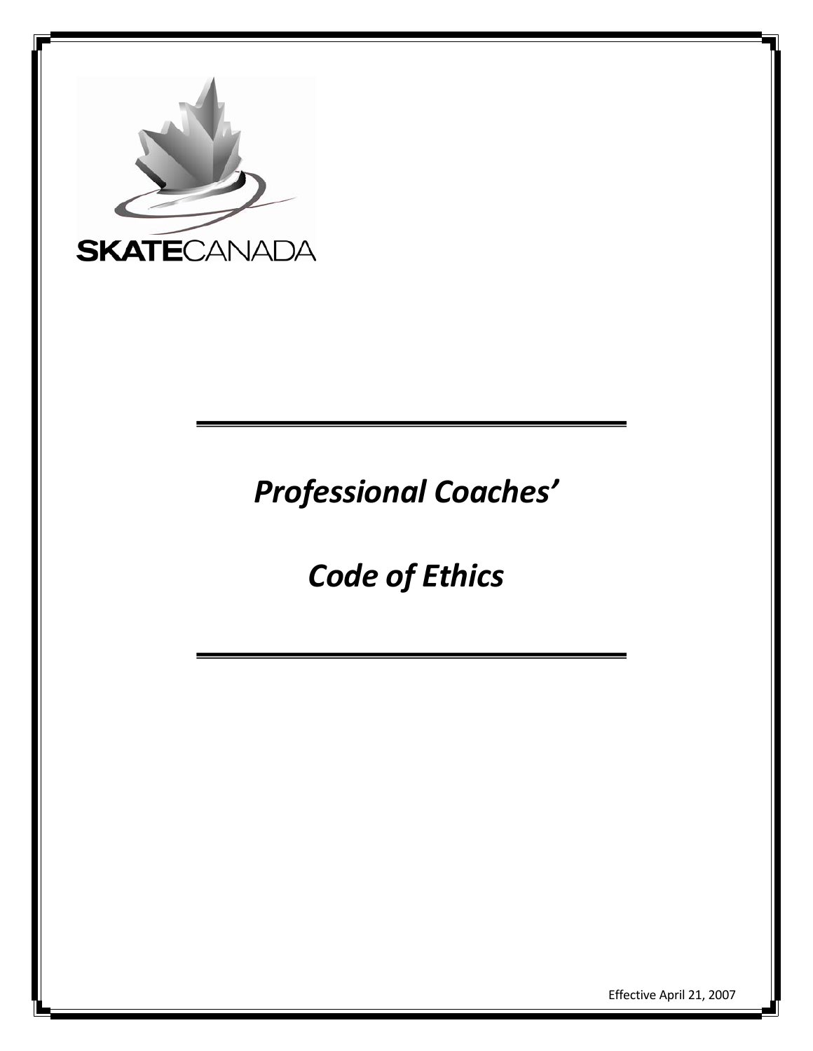SKATECANADA

# *Professional Coaches'*

# *Code of Ethics*

Effective April 21, 2007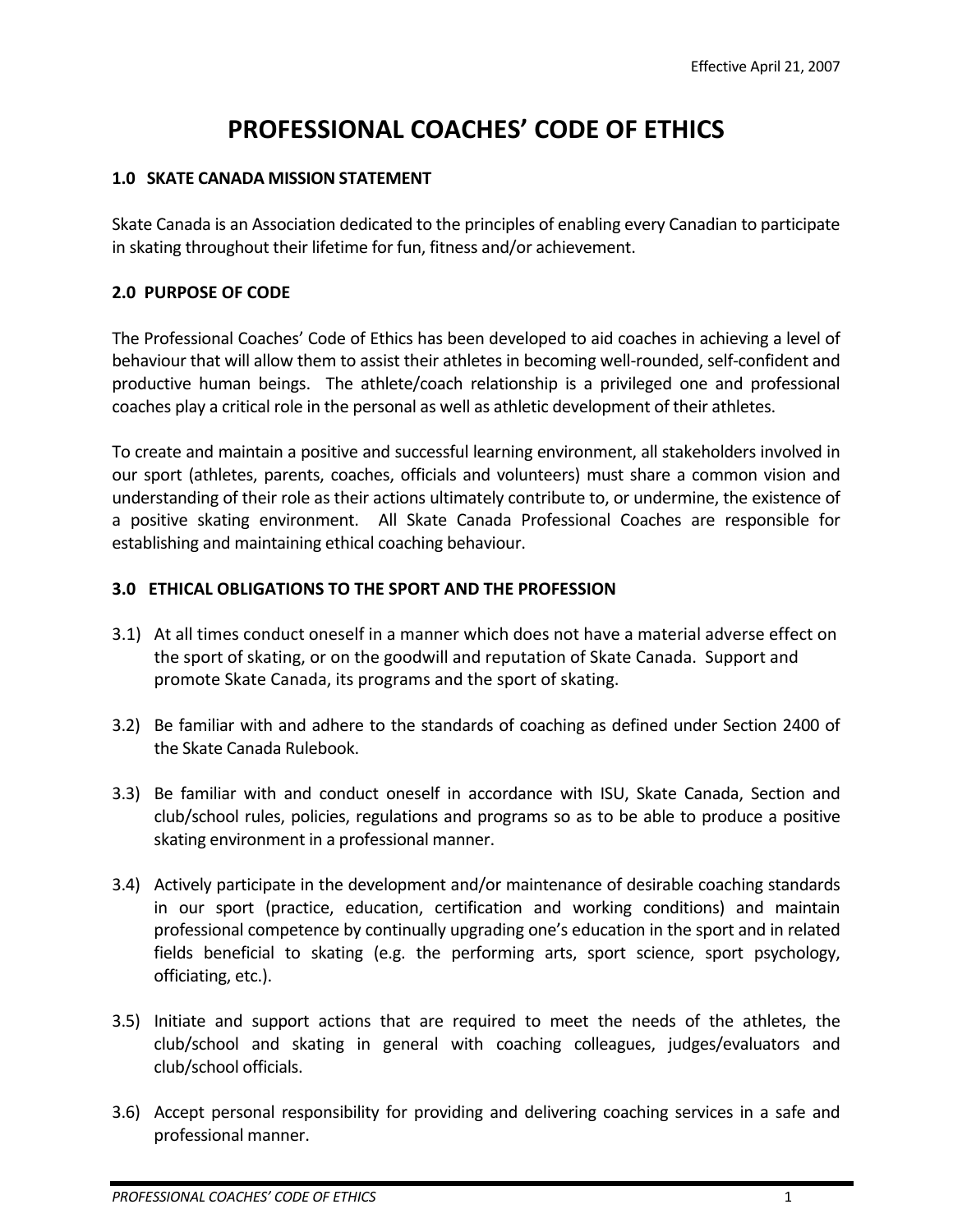Effective April 21, 2007

# PROFESSIONAL COACHES' CODE OF ETHICS

## 1.0 SKATE CANADA MISSION STATEMENT

Skate Canada is an Association dedicated to the principles of enabling every Canadian to participate in skating throughout their lifetime for fun, fitness and/or achievement.

## 2.0 PURPOSE OF CODE

The Professional Coaches' Code of Ethics has been developed to aid coaches in achieving a level of behaviour that will allow them to assist their athletes in becoming well-rounded, self-confident and productive human beings. The athlete/coach relationship is a privileged one and professional coaches play a critical role in the personal as well as athletic development of their athletes.

To create and maintain a positive and successful learning environment, all stakeholders involved in our sport (athletes, parents, coaches, officials and volunteers) must share a common vision and understanding of their role as their actions ultimately contribute to, or undermine, the existence of a positive skating environment. All Skate Canada Professional Coaches are responsible for establishing and maintaining ethical coaching behaviour.

## 3.0 ETHICAL OBLIGATIONS TO THE SPORT AND THE PROFESSION

3.1) At all times conduct oneself in a manner which does not have a material adverse effect on the sport of skating, or on the goodwill and reputation of Skate Canada. Support and promote Skate Canada, its programs and the sport of skating.

3.2) Be familiar with and adhere to the standards of coaching as defined under Section 2400 of the Skate Canada Rulebook.

3.3) Be familiar with and conduct oneself in accordance with ISU, Skate Canada, Section and club/school rules, policies, regulations and programs so as to be able to produce a positive skating environment in a professional manner.

3.4) Actively participate in the development and/or maintenance of desirable coaching standards in our sport (practice, education, certification and working conditions) and maintain professional competence by continually upgrading one's education in the sport and in related fields beneficial to skating (e.g. the performing arts, sport science, sport psychology, officiating, etc.).

3.5) Initiate and support actions that are required to meet the needs of the athletes, the club/school and skating in general with coaching colleagues, judges/evaluators and club/school officials.

3.6) Accept personal responsibility for providing and delivering coaching services in a safe and professional manner.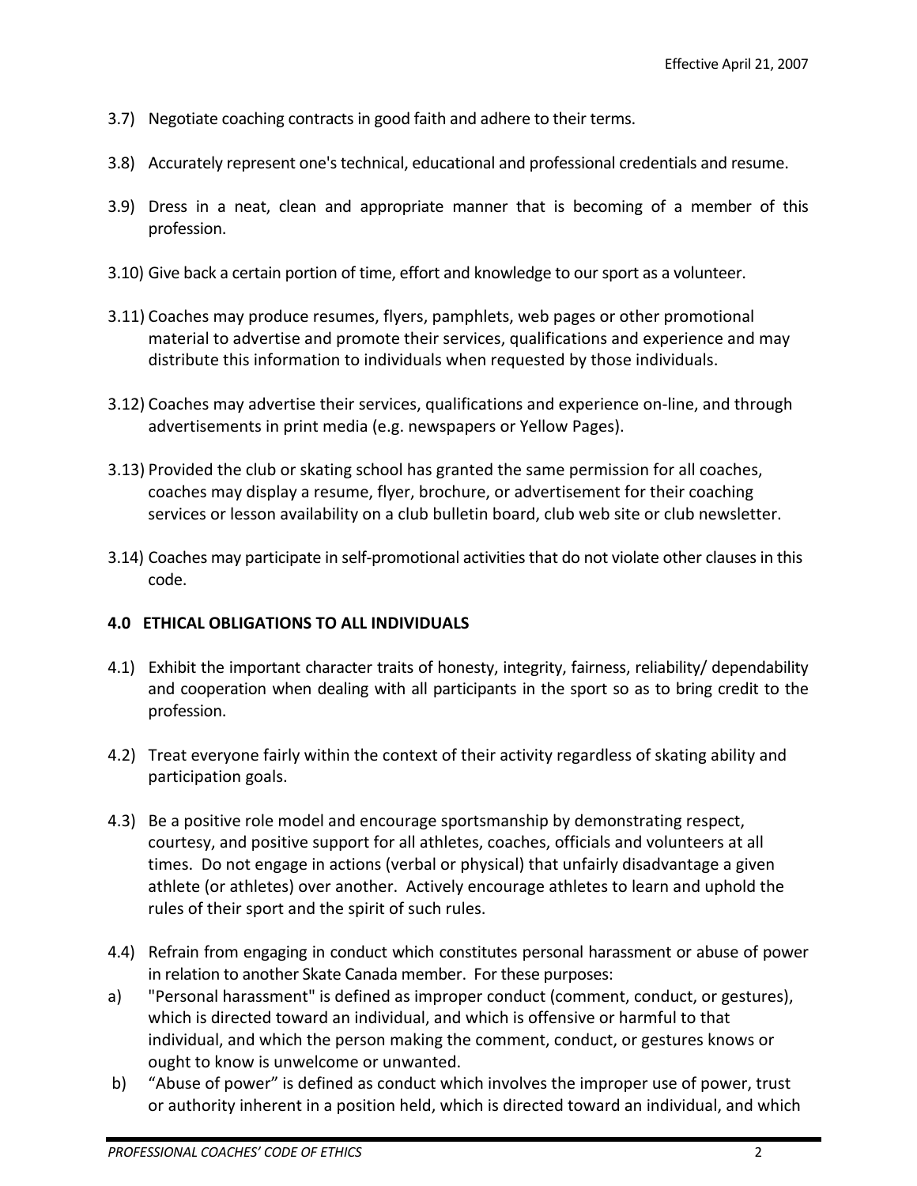3.7) Negotiate coaching contracts in good faith and adhere to their terms.

3.8) Accurately represent one's technical, educational and professional credentials and resume.

3.9) Dress in a neat, clean and appropriate manner that is becoming of a member of this profession.

3.10) Give back a certain portion of time, effort and knowledge to our sport as a volunteer.

3.11) Coaches may produce resumes, flyers, pamphlets, web pages or other promotional material to advertise and promote their services, qualifications and experience and may distribute this information to individuals when requested by those individuals.

3.12) Coaches may advertise their services, qualifications and experience on-line, and through advertisements in print media (e.g. newspapers or Yellow Pages).

3.13) Provided the club or skating school has granted the same permission for all coaches, coaches may display a resume, flyer, brochure, or advertisement for their coaching services or lesson availability on a club bulletin board, club web site or club newsletter.

3.14) Coaches may participate in self-promotional activities that do not violate other clauses in this code.

**4.0 ETHICAL OBLIGATIONS TO ALL INDIVIDUALS**

4.1) Exhibit the important character traits of honesty, integrity, fairness, reliability/ dependability and cooperation when dealing with all participants in the sport so as to bring credit to the profession.

4.2) Treat everyone fairly within the context of their activity regardless of skating ability and participation goals.

4.3) Be a positive role model and encourage sportsmanship by demonstrating respect, courtesy, and positive support for all athletes, coaches, officials and volunteers at all times. Do not engage in actions (verbal or physical) that unfairly disadvantage a given athlete (or athletes) over another. Actively encourage athletes to learn and uphold the rules of their sport and the spirit of such rules.

4.4) Refrain from engaging in conduct which constitutes personal harassment or abuse of power in relation to another Skate Canada member. For these purposes:

a) "Personal harassment" is defined as improper conduct (comment, conduct, or gestures), which is directed toward an individual, and which is offensive or harmful to that individual, and which the person making the comment, conduct, or gestures knows or ought to know is unwelcome or unwanted.

b) “Abuse of power” is defined as conduct which involves the improper use of power, trust or authority inherent in a position held, which is directed toward an individual, and which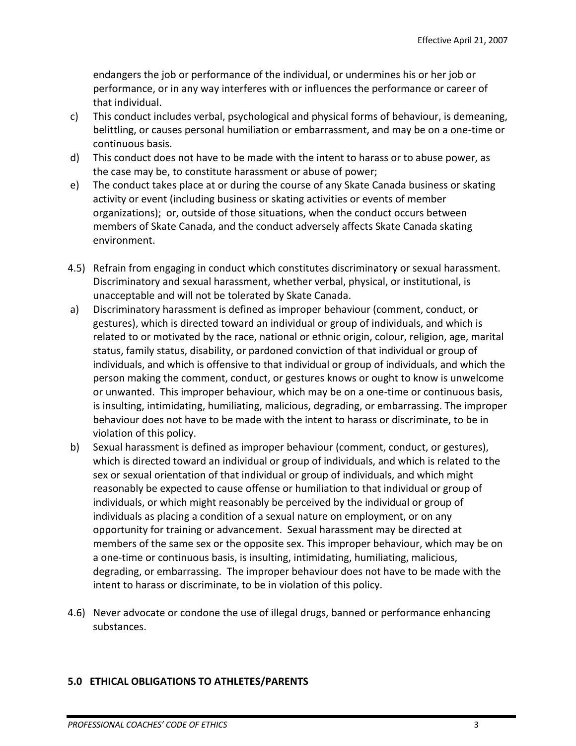endangers the job or performance of the individual, or undermines his or her job or performance, or in any way interferes with or influences the performance or career of that individual.

c) This conduct includes verbal, psychological and physical forms of behaviour, is demeaning, belittling, or causes personal humiliation or embarrassment, and may be on a one-time or continuous basis.

d) This conduct does not have to be made with the intent to harass or to abuse power, as the case may be, to constitute harassment or abuse of power;

e) The conduct takes place at or during the course of any Skate Canada business or skating activity or event (including business or skating activities or events of member organizations); or, outside of those situations, when the conduct occurs between members of Skate Canada, and the conduct adversely affects Skate Canada skating environment.

4.5) Refrain from engaging in conduct which constitutes discriminatory or sexual harassment. Discriminatory and sexual harassment, whether verbal, physical, or institutional, is unacceptable and will not be tolerated by Skate Canada.

a) Discriminatory harassment is defined as improper behaviour (comment, conduct, or gestures), which is directed toward an individual or group of individuals, and which is related to or motivated by the race, national or ethnic origin, colour, religion, age, marital status, family status, disability, or pardoned conviction of that individual or group of individuals, and which is offensive to that individual or group of individuals, and which the person making the comment, conduct, or gestures knows or ought to know is unwelcome or unwanted. This improper behaviour, which may be on a one-time or continuous basis, is insulting, intimidating, humiliating, malicious, degrading, or embarrassing. The improper behaviour does not have to be made with the intent to harass or discriminate, to be in violation of this policy.

b) Sexual harassment is defined as improper behaviour (comment, conduct, or gestures), which is directed toward an individual or group of individuals, and which is related to the sex or sexual orientation of that individual or group of individuals, and which might reasonably be expected to cause offense or humiliation to that individual or group of individuals, or which might reasonably be perceived by the individual or group of individuals as placing a condition of a sexual nature on employment, or on any opportunity for training or advancement. Sexual harassment may be directed at members of the same sex or the opposite sex. This improper behaviour, which may be on a one-time or continuous basis, is insulting, intimidating, humiliating, malicious, degrading, or embarrassing. The improper behaviour does not have to be made with the intent to harass or discriminate, to be in violation of this policy.

4.6) Never advocate or condone the use of illegal drugs, banned or performance enhancing substances.

## 5.0 ETHICAL OBLIGATIONS TO ATHLETES/PARENTS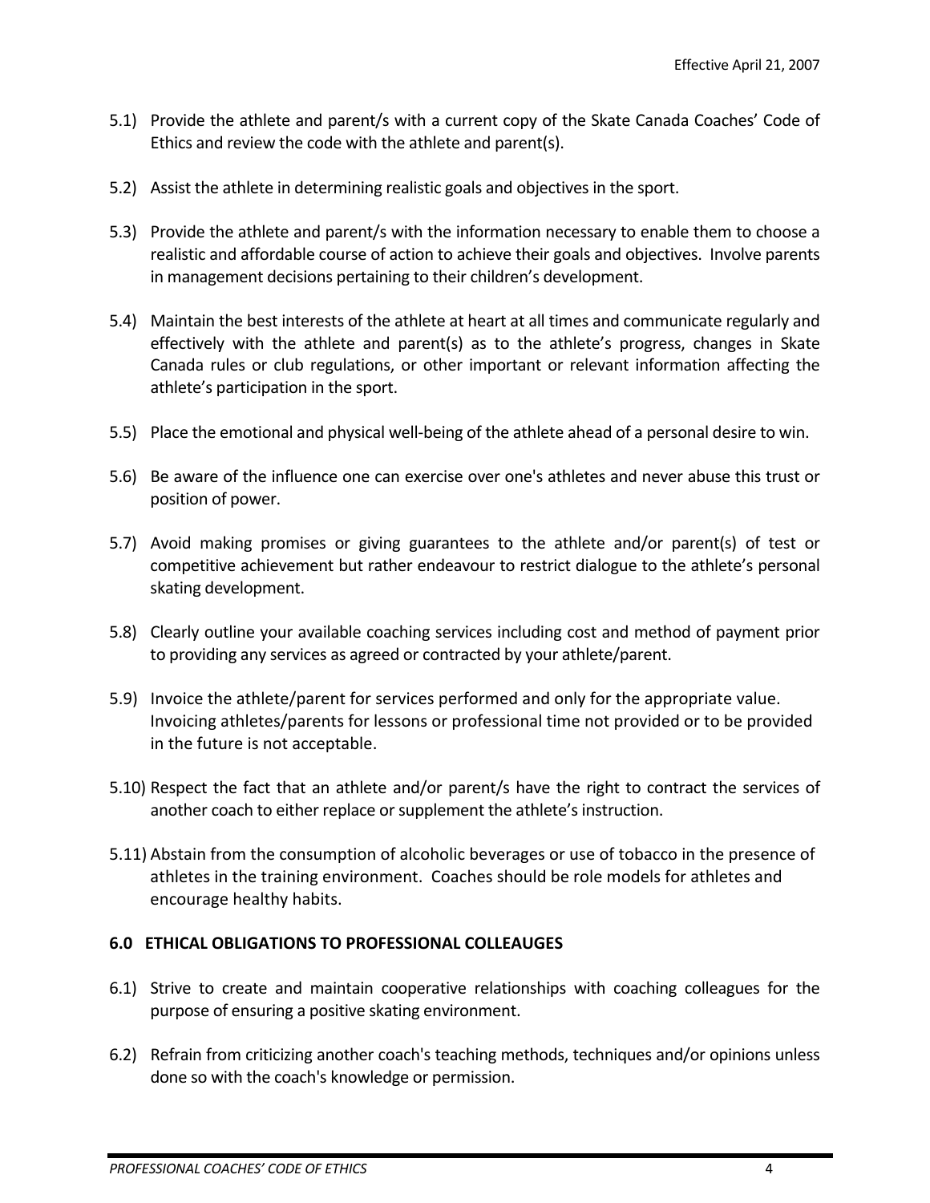5.1) Provide the athlete and parent/s with a current copy of the Skate Canada Coaches' Code of Ethics and review the code with the athlete and parent(s).

5.2) Assist the athlete in determining realistic goals and objectives in the sport.

5.3) Provide the athlete and parent/s with the information necessary to enable them to choose a realistic and affordable course of action to achieve their goals and objectives. Involve parents in management decisions pertaining to their children's development.

5.4) Maintain the best interests of the athlete at heart at all times and communicate regularly and effectively with the athlete and parent(s) as to the athlete's progress, changes in Skate Canada rules or club regulations, or other important or relevant information affecting the athlete's participation in the sport.

5.5) Place the emotional and physical well-being of the athlete ahead of a personal desire to win.

5.6) Be aware of the influence one can exercise over one's athletes and never abuse this trust or position of power.

5.7) Avoid making promises or giving guarantees to the athlete and/or parent(s) of test or competitive achievement but rather endeavour to restrict dialogue to the athlete's personal skating development.

5.8) Clearly outline your available coaching services including cost and method of payment prior to providing any services as agreed or contracted by your athlete/parent.

5.9) Invoice the athlete/parent for services performed and only for the appropriate value. Invoicing athletes/parents for lessons or professional time not provided or to be provided in the future is not acceptable.

5.10) Respect the fact that an athlete and/or parent/s have the right to contract the services of another coach to either replace or supplement the athlete's instruction.

5.11) Abstain from the consumption of alcoholic beverages or use of tobacco in the presence of athletes in the training environment. Coaches should be role models for athletes and encourage healthy habits.

### 6.0 ETHICAL OBLIGATIONS TO PROFESSIONAL COLLEAUGES

6.1) Strive to create and maintain cooperative relationships with coaching colleagues for the purpose of ensuring a positive skating environment.

6.2) Refrain from criticizing another coach's teaching methods, techniques and/or opinions unless done so with the coach's knowledge or permission.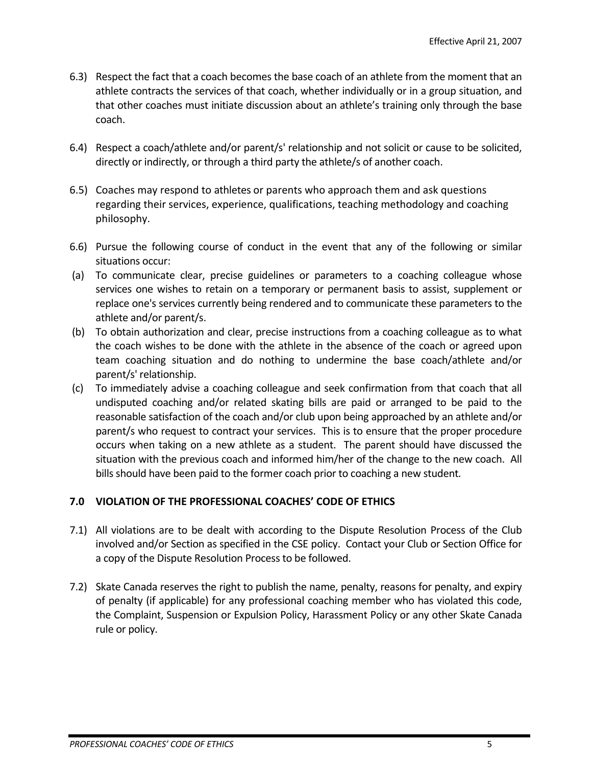6.3) Respect the fact that a coach becomes the base coach of an athlete from the moment that an athlete contracts the services of that coach, whether individually or in a group situation, and that other coaches must initiate discussion about an athlete's training only through the base coach.

6.4) Respect a coach/athlete and/or parent/s' relationship and not solicit or cause to be solicited, directly or indirectly, or through a third party the athlete/s of another coach.

6.5) Coaches may respond to athletes or parents who approach them and ask questions regarding their services, experience, qualifications, teaching methodology and coaching philosophy.

6.6) Pursue the following course of conduct in the event that any of the following or similar situations occur:

(a) To communicate clear, precise guidelines or parameters to a coaching colleague whose services one wishes to retain on a temporary or permanent basis to assist, supplement or replace one's services currently being rendered and to communicate these parameters to the athlete and/or parent/s.

(b) To obtain authorization and clear, precise instructions from a coaching colleague as to what the coach wishes to be done with the athlete in the absence of the coach or agreed upon team coaching situation and do nothing to undermine the base coach/athlete and/or parent/s' relationship.

(c) To immediately advise a coaching colleague and seek confirmation from that coach that all undisputed coaching and/or related skating bills are paid or arranged to be paid to the reasonable satisfaction of the coach and/or club upon being approached by an athlete and/or parent/s who request to contract your services. This is to ensure that the proper procedure occurs when taking on a new athlete as a student. The parent should have discussed the situation with the previous coach and informed him/her of the change to the new coach. All bills should have been paid to the former coach prior to coaching a new student.

## 7.0 VIOLATION OF THE PROFESSIONAL COACHES' CODE OF ETHICS

7.1) All violations are to be dealt with according to the Dispute Resolution Process of the Club involved and/or Section as specified in the CSE policy. Contact your Club or Section Office for a copy of the Dispute Resolution Process to be followed.

7.2) Skate Canada reserves the right to publish the name, penalty, reasons for penalty, and expiry of penalty (if applicable) for any professional coaching member who has violated this code, the Complaint, Suspension or Expulsion Policy, Harassment Policy or any other Skate Canada rule or policy.